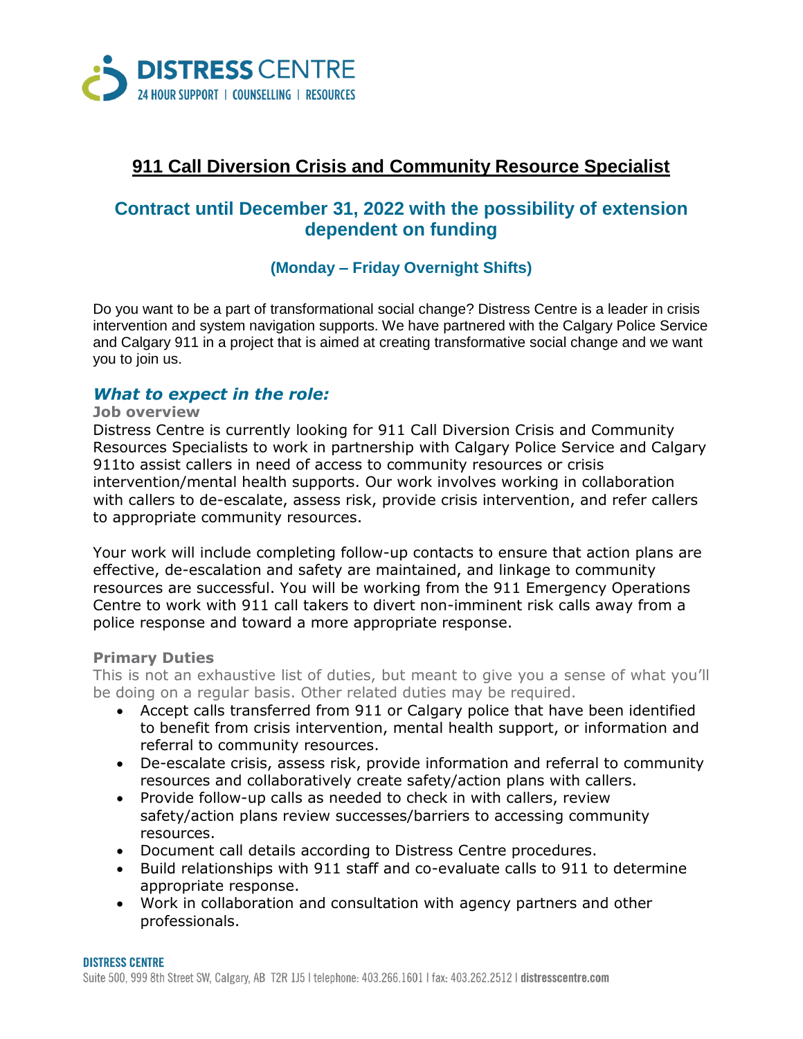# 911 Call Diversion Crisis and Community Resource Specialist

## Contract until December 31, 2022 with the possibility of extension dependent on funding

### (Monday – Friday Overnight Shifts)

Do you want to be a part of transformational social change? Distress Centre is a leader in crisis intervention and system navigation supports. We have partnered with the Calgary Police Service and Calgary 911 in a project that is aimed at creating transformative social change and we want you to join us.

## *What to expect in the role:*

**Job overview**

Distress Centre is currently looking for 911 Call Diversion Crisis and Community Resources Specialists to work in partnership with Calgary Police Service and Calgary 911to assist callers in need of access to community resources or crisis intervention/mental health supports. Our work involves working in collaboration with callers to de-escalate, assess risk, provide crisis intervention, and refer callers to appropriate community resources.

Your work will include completing follow-up contacts to ensure that action plans are effective, de-escalation and safety are maintained, and linkage to community resources are successful. You will be working from the 911 Emergency Operations Centre to work with 911 call takers to divert non-imminent risk calls away from a police response and toward a more appropriate response.

**Primary Duties**

This is not an exhaustive list of duties, but meant to give you a sense of what you'll be doing on a regular basis. Other related duties may be required.

- Accept calls transferred from 911 or Calgary police that have been identified to benefit from crisis intervention, mental health support, or information and referral to community resources.
- De-escalate crisis, assess risk, provide information and referral to community resources and collaboratively create safety/action plans with callers.
- Provide follow-up calls as needed to check in with callers, review safety/action plans review successes/barriers to accessing community resources.
- Document call details according to Distress Centre procedures.
- Build relationships with 911 staff and co-evaluate calls to 911 to determine appropriate response.
- Work in collaboration and consultation with agency partners and other professionals.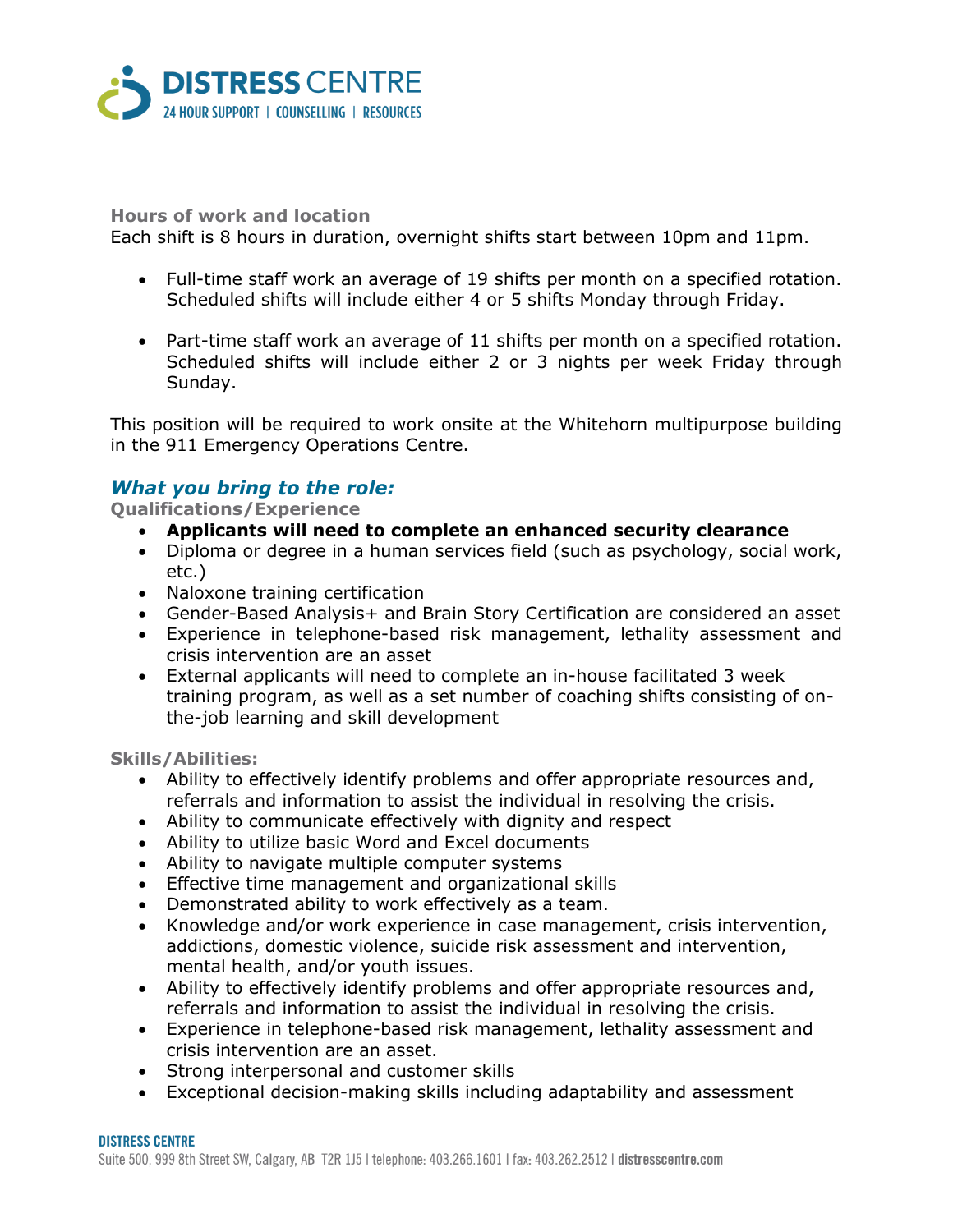### Hours of work and location

Each shift is 8 hours in duration, overnight shifts start between 10pm and 11pm.

- Full-time staff work an average of 19 shifts per month on a specified rotation. Scheduled shifts will include either 4 or 5 shifts Monday through Friday.
- Part-time staff work an average of 11 shifts per month on a specified rotation. Scheduled shifts will include either 2 or 3 nights per week Friday through Sunday.

This position will be required to work onsite at the Whitehorn multipurpose building in the 911 Emergency Operations Centre.

## *What you bring to the role:*

### Qualifications/Experience

- **Applicants will need to complete an enhanced security clearance**
- Diploma or degree in a human services field (such as psychology, social work, etc.)
- Naloxone training certification
- Gender-Based Analysis+ and Brain Story Certification are considered an asset
- Experience in telephone-based risk management, lethality assessment and crisis intervention are an asset
- External applicants will need to complete an in-house facilitated 3 week training program, as well as a set number of coaching shifts consisting of on-the-job learning and skill development

### Skills/Abilities:

- Ability to effectively identify problems and offer appropriate resources and, referrals and information to assist the individual in resolving the crisis.
- Ability to communicate effectively with dignity and respect
- Ability to utilize basic Word and Excel documents
- Ability to navigate multiple computer systems
- Effective time management and organizational skills
- Demonstrated ability to work effectively as a team.
- Knowledge and/or work experience in case management, crisis intervention, addictions, domestic violence, suicide risk assessment and intervention, mental health, and/or youth issues.
- Ability to effectively identify problems and offer appropriate resources and, referrals and information to assist the individual in resolving the crisis.
- Experience in telephone-based risk management, lethality assessment and crisis intervention are an asset.
- Strong interpersonal and customer skills
- Exceptional decision-making skills including adaptability and assessment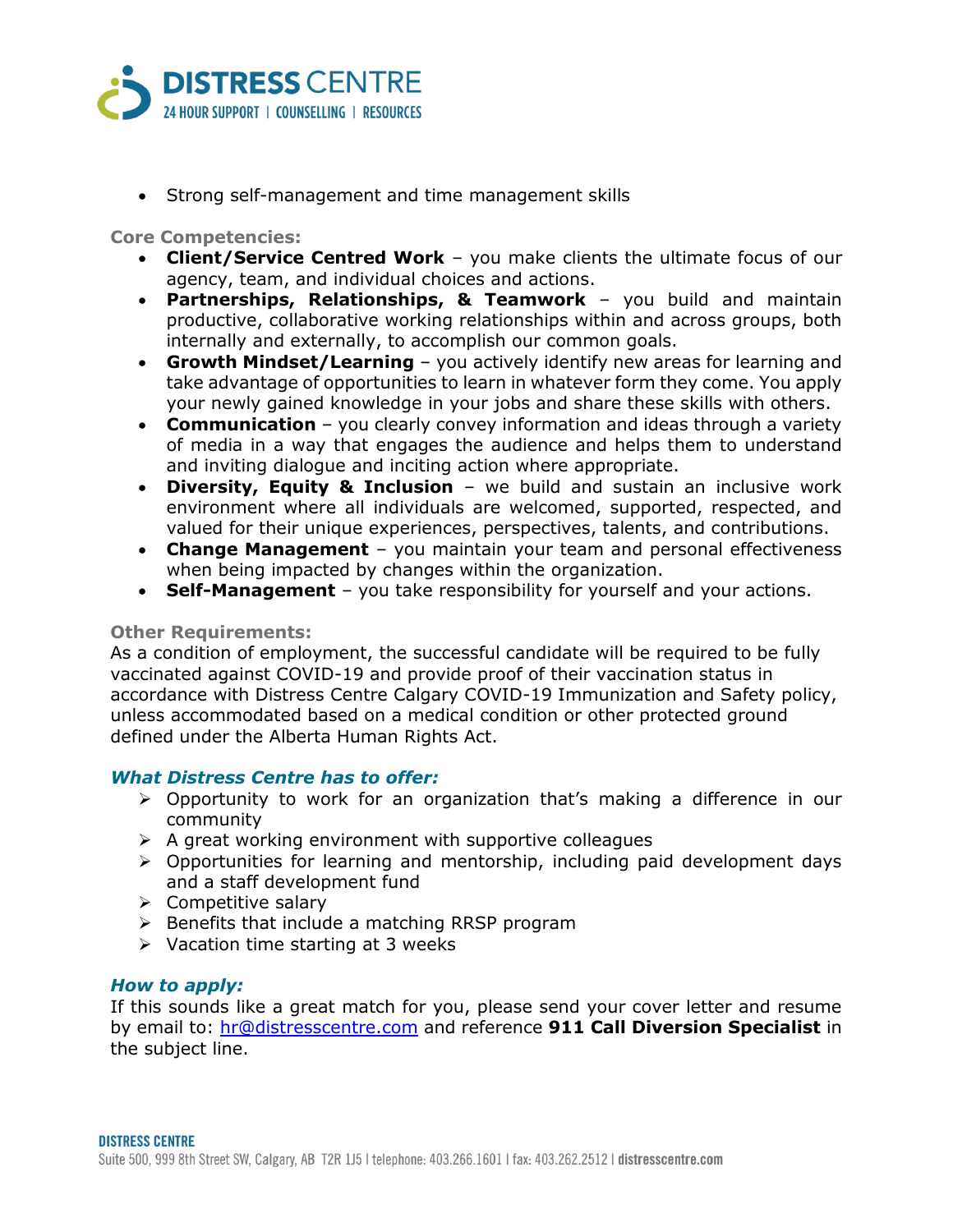- Strong self-management and time management skills

**Core Competencies:**

- **Client/Service Centred Work** – you make clients the ultimate focus of our agency, team, and individual choices and actions.
- **Partnerships, Relationships, & Teamwork** – you build and maintain productive, collaborative working relationships within and across groups, both internally and externally, to accomplish our common goals.
- **Growth Mindset/Learning** – you actively identify new areas for learning and take advantage of opportunities to learn in whatever form they come. You apply your newly gained knowledge in your jobs and share these skills with others.
- **Communication** – you clearly convey information and ideas through a variety of media in a way that engages the audience and helps them to understand and inviting dialogue and inciting action where appropriate.
- **Diversity, Equity & Inclusion** – we build and sustain an inclusive work environment where all individuals are welcomed, supported, respected, and valued for their unique experiences, perspectives, talents, and contributions.
- **Change Management** – you maintain your team and personal effectiveness when being impacted by changes within the organization.
- **Self-Management** – you take responsibility for yourself and your actions.

**Other Requirements:**

As a condition of employment, the successful candidate will be required to be fully vaccinated against COVID-19 and provide proof of their vaccination status in accordance with Distress Centre Calgary COVID-19 Immunization and Safety policy, unless accommodated based on a medical condition or other protected ground defined under the Alberta Human Rights Act.

***What Distress Centre has to offer:***

- Opportunity to work for an organization that's making a difference in our community
- A great working environment with supportive colleagues
- Opportunities for learning and mentorship, including paid development days and a staff development fund
- Competitive salary
- Benefits that include a matching RRSP program
- Vacation time starting at 3 weeks

***How to apply:***

If this sounds like a great match for you, please send your cover letter and resume by email to: hr@distresscentre.com and reference **911 Call Diversion Specialist** in the subject line.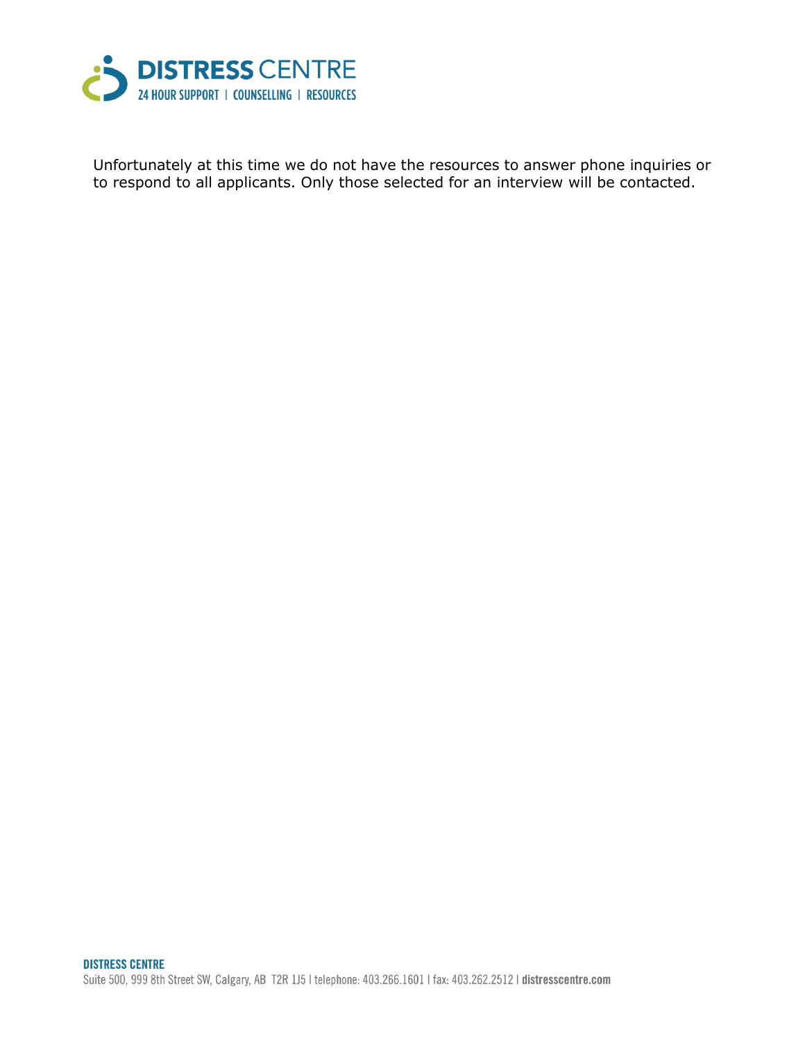Unfortunately at this time we do not have the resources to answer phone inquiries or to respond to all applicants. Only those selected for an interview will be contacted.